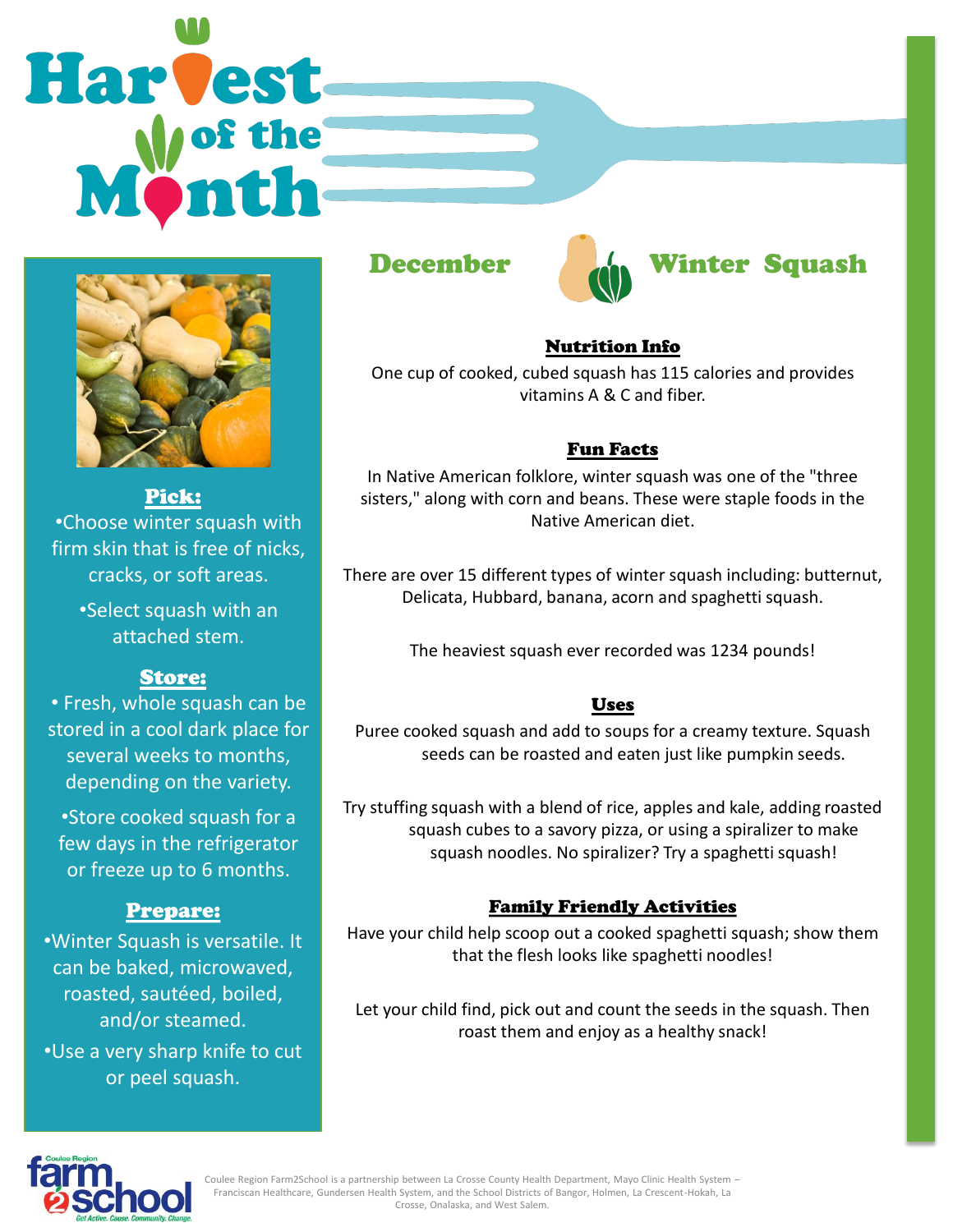# Harvest of the Month

## December — Winter Squash

### Pick:

- Choose winter squash with firm skin that is free of nicks, cracks, or soft areas.
- Select squash with an attached stem.

### Store:

- Fresh, whole squash can be stored in a cool dark place for several weeks to months, depending on the variety.
- Store cooked squash for a few days in the refrigerator or freeze up to 6 months.

### Prepare:

- Winter Squash is versatile. It can be baked, microwaved, roasted, sautéed, boiled, and/or steamed.
- Use a very sharp knife to cut or peel squash.

### Nutrition Info

One cup of cooked, cubed squash has 115 calories and provides vitamins A & C and fiber.

### Fun Facts

In Native American folklore, winter squash was one of the "three sisters," along with corn and beans. These were staple foods in the Native American diet.

There are over 15 different types of winter squash including: butternut, Delicata, Hubbard, banana, acorn and spaghetti squash.

The heaviest squash ever recorded was 1234 pounds!

### Uses

Puree cooked squash and add to soups for a creamy texture. Squash seeds can be roasted and eaten just like pumpkin seeds.

Try stuffing squash with a blend of rice, apples and kale, adding roasted squash cubes to a savory pizza, or using a spiralizer to make squash noodles. No spiralizer? Try a spaghetti squash!

### Family Friendly Activities

Have your child help scoop out a cooked spaghetti squash; show them that the flesh looks like spaghetti noodles!

Let your child find, pick out and count the seeds in the squash. Then roast them and enjoy as a healthy snack!

Coulee Region Farm2School is a partnership between La Crosse County Health Department, Mayo Clinic Health System – Franciscan Healthcare, Gundersen Health System, and the School Districts of Bangor, Holmen, La Crescent-Hokah, La Crosse, Onalaska, and West Salem.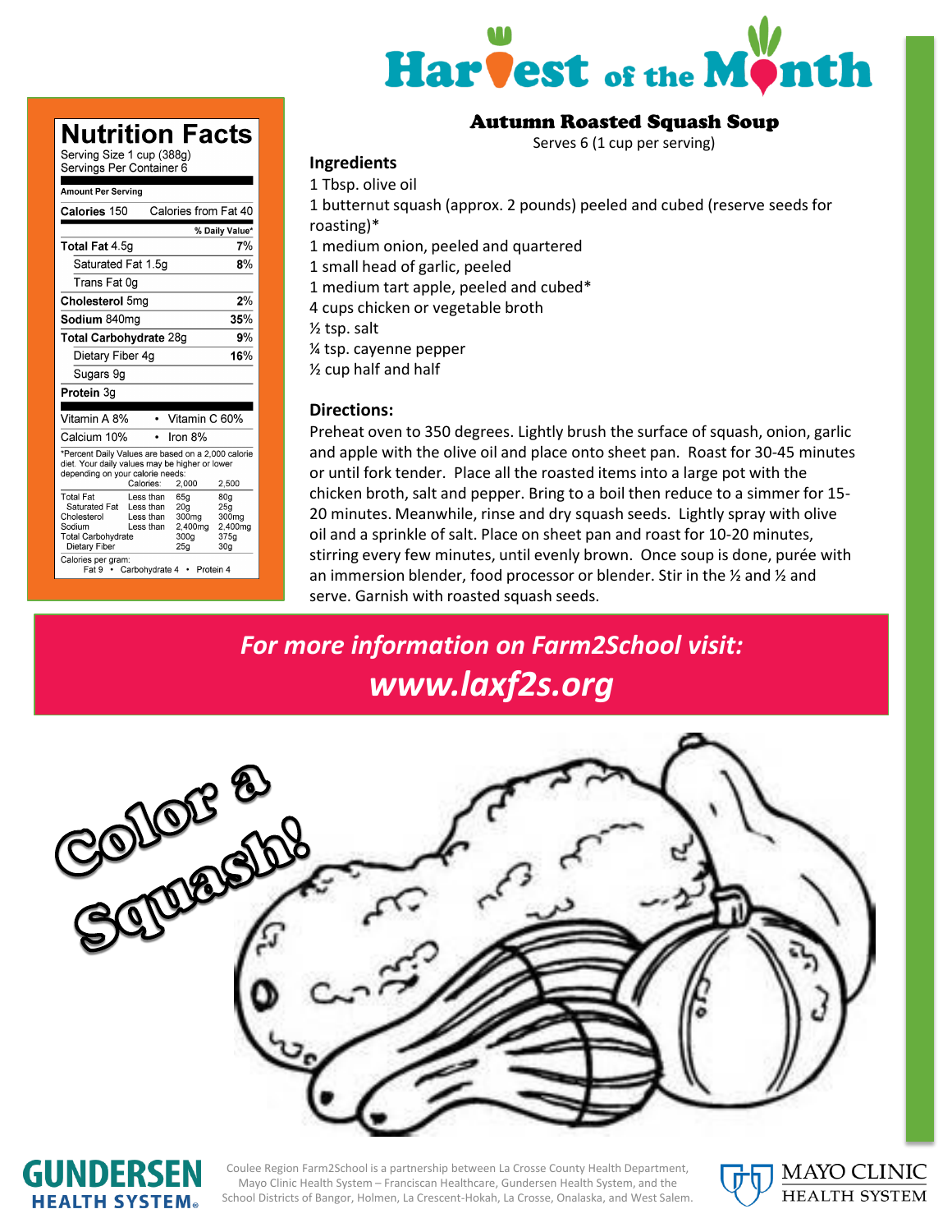# Harvest of the Month

## Nutrition Facts

Serving Size 1 cup (388g)
Servings Per Container 6

| Amount Per Serving | |
|---|---|
| **Calories** 150 | Calories from Fat 40 |
| | **% Daily Value*** |
| **Total Fat** 4.5g | **7%** |
| Saturated Fat 1.5g | **8%** |
| Trans Fat 0g | |
| **Cholesterol** 5mg | **2%** |
| **Sodium** 840mg | **35%** |
| **Total Carbohydrate** 28g | **9%** |
| Dietary Fiber 4g | **16%** |
| Sugars 9g | |
| **Protein** 3g | |

Vitamin A 8% • Vitamin C 60%
Calcium 10% • Iron 8%

*Percent Daily Values are based on a 2,000 calorie diet. Your daily values may be higher or lower depending on your calorie needs:

| | | Calories: 2,000 | 2,500 |
|---|---|---|---|
| Total Fat | Less than | 65g | 80g |
| Saturated Fat | Less than | 20g | 25g |
| Cholesterol | Less than | 300mg | 300mg |
| Sodium | Less than | 2,400mg | 2,400mg |
| Total Carbohydrate | | 300g | 375g |
| Dietary Fiber | | 25g | 30g |

Calories per gram:
Fat 9 • Carbohydrate 4 • Protein 4

## Autumn Roasted Squash Soup

Serves 6 (1 cup per serving)

### Ingredients

1 Tbsp. olive oil
1 butternut squash (approx. 2 pounds) peeled and cubed (reserve seeds for roasting)*
1 medium onion, peeled and quartered
1 small head of garlic, peeled
1 medium tart apple, peeled and cubed*
4 cups chicken or vegetable broth
½ tsp. salt
¼ tsp. cayenne pepper
½ cup half and half

### Directions:

Preheat oven to 350 degrees. Lightly brush the surface of squash, onion, garlic and apple with the olive oil and place onto sheet pan. Roast for 30-45 minutes or until fork tender. Place all the roasted items into a large pot with the chicken broth, salt and pepper. Bring to a boil then reduce to a simmer for 15-20 minutes. Meanwhile, rinse and dry squash seeds. Lightly spray with olive oil and a sprinkle of salt. Place on sheet pan and roast for 10-20 minutes, stirring every few minutes, until evenly brown. Once soup is done, purée with an immersion blender, food processor or blender. Stir in the ½ and ½ and serve. Garnish with roasted squash seeds.

***For more information on Farm2School visit:***
***www.laxf2s.org***

**Color a Squash!**

GUNDERSEN HEALTH SYSTEM

Coulee Region Farm2School is a partnership between La Crosse County Health Department, Mayo Clinic Health System – Franciscan Healthcare, Gundersen Health System, and the School Districts of Bangor, Holmen, La Crescent-Hokah, La Crosse, Onalaska, and West Salem.

MAYO CLINIC HEALTH SYSTEM